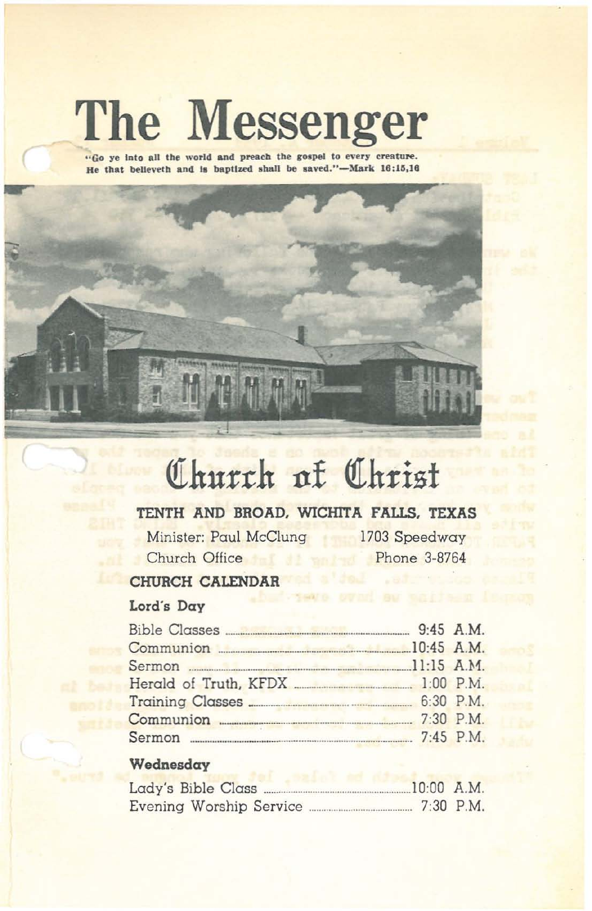# The Messenger

"Go ye into all the world and preach the gospel to every creature. He that believeth and is baptized shall be saved."—Mark 16:15,16

# Church of Christ

**TENTH AND BROAD, WICHITA FALLS, TEXAS**

Minister: Paul McClung 1703 Speedway

Church Office Phone 3-8764

## CHURCH CALENDAR

### Lord's Day

| | |
|---|---|
| Bible Classes | 9:45 A.M. |
| Communion | 10:45 A.M. |
| Sermon | 11:15 A.M. |
| Herald of Truth, KFDX | 1:00 P.M. |
| Training Classes | 6:30 P.M. |
| Communion | 7:30 P.M. |
| Sermon | 7:45 P.M. |

### Wednesday

| | |
|---|---|
| Lady's Bible Class | 10:00 A.M. |
| Evening Worship Service | 7:30 P.M. |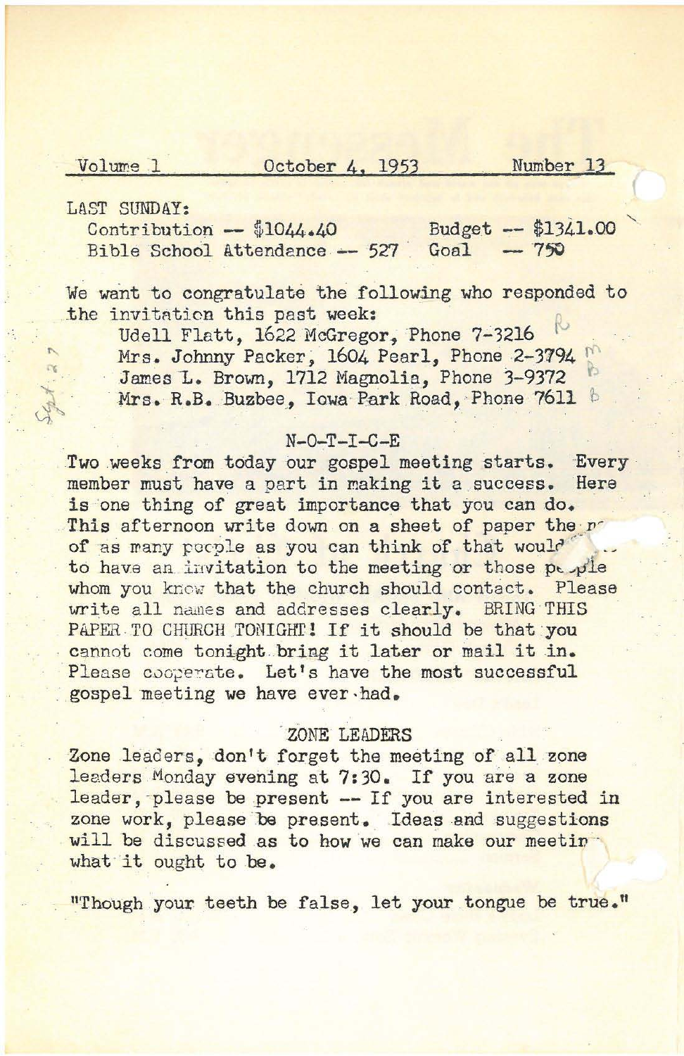Volume 1 October 4, 1953 Number 13

LAST SUNDAY:

Contribution -- $1044.40 Budget -- $1341.00
Bible School Attendance -- 527 Goal -- 750

We want to congratulate the following who responded to the invitation this past week:

Udell Flatt, 1622 McGregor, Phone 7-3216
Mrs. Johnny Packer, 1604 Pearl, Phone 2-3794
James L. Brown, 1712 Magnolia, Phone 3-9372
Mrs. R.B. Buzbee, Iowa Park Road, Phone 7611

## N-O-T-I-C-E

Two weeks from today our gospel meeting starts. Every member must have a part in making it a success. Here is one thing of great importance that you can do. This afternoon write down on a sheet of paper the n of as many people as you can think of that would ... to have an invitation to the meeting or those people whom you know that the church should contact. Please write all names and addresses clearly. BRING THIS PAPER TO CHURCH TONIGHT! If it should be that you cannot come tonight bring it later or mail it in. Please cooperate. Let's have the most successful gospel meeting we have ever had.

## ZONE LEADERS

Zone leaders, don't forget the meeting of all zone leaders Monday evening at 7:30. If you are a zone leader, please be present -- If you are interested in zone work, please be present. Ideas and suggestions will be discussed as to how we can make our meetin what it ought to be.

"Though your teeth be false, let your tongue be true."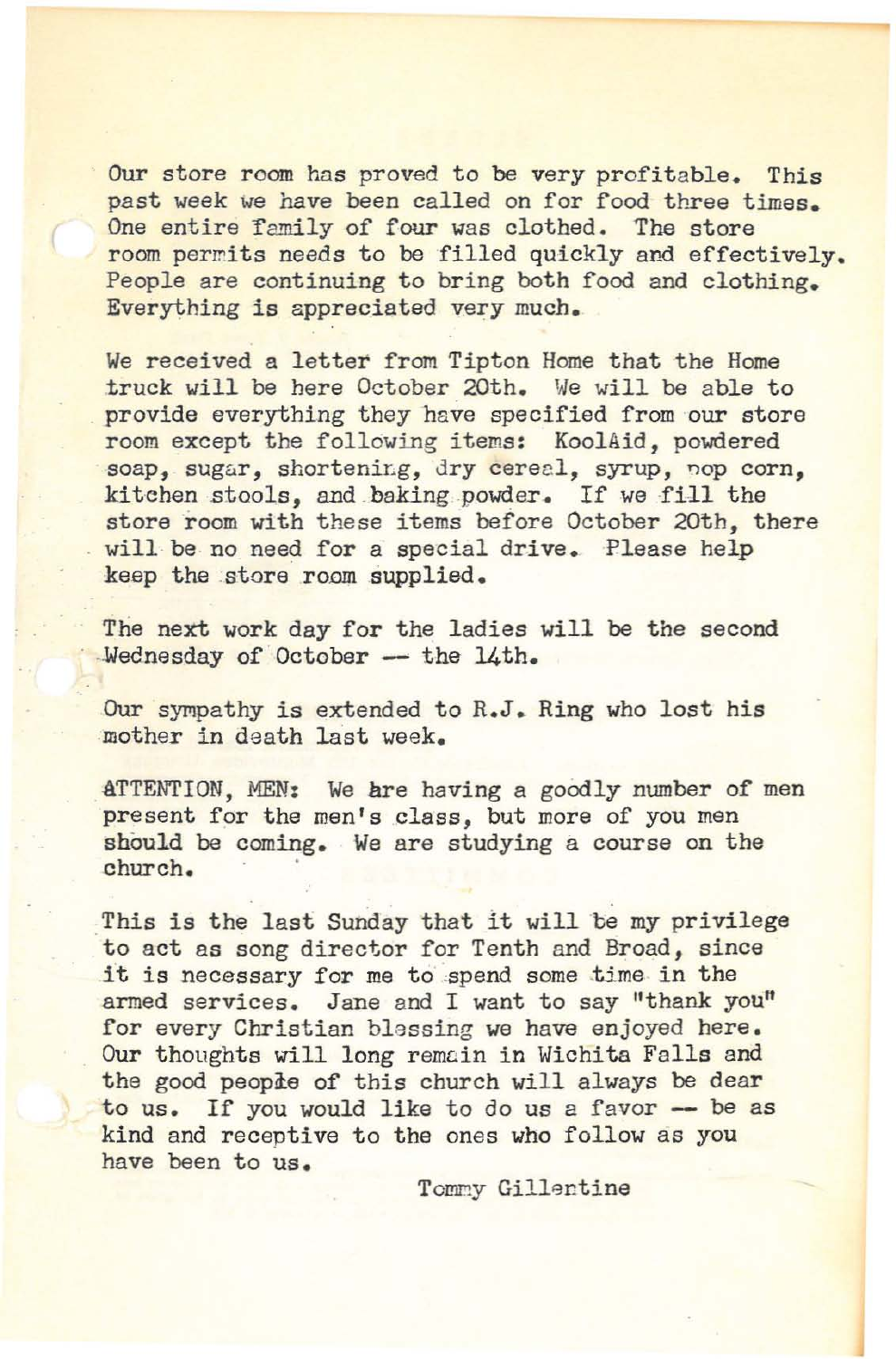Our store room has proved to be very profitable. This past week we have been called on for food three times. One entire family of four was clothed. The store room permits needs to be filled quickly and effectively. People are continuing to bring both food and clothing. Everything is appreciated very much.

We received a letter from Tipton Home that the Home truck will be here October 20th. We will be able to provide everything they have specified from our store room except the following items: KoolAid, powdered soap, sugar, shortening, dry cereal, syrup, pop corn, kitchen stools, and baking powder. If we fill the store room with these items before October 20th, there will be no need for a special drive. Please help keep the store room supplied.

The next work day for the ladies will be the second Wednesday of October -- the 14th.

Our sympathy is extended to R.J. Ring who lost his mother in death last week.

ATTENTION, MEN: We are having a goodly number of men present for the men's class, but more of you men should be coming. We are studying a course on the church.

This is the last Sunday that it will be my privilege to act as song director for Tenth and Broad, since it is necessary for me to spend some time in the armed services. Jane and I want to say "thank you" for every Christian blessing we have enjoyed here. Our thoughts will long remain in Wichita Falls and the good people of this church will always be dear to us. If you would like to do us a favor -- be as kind and receptive to the ones who follow as you have been to us.

Tommy Gillentine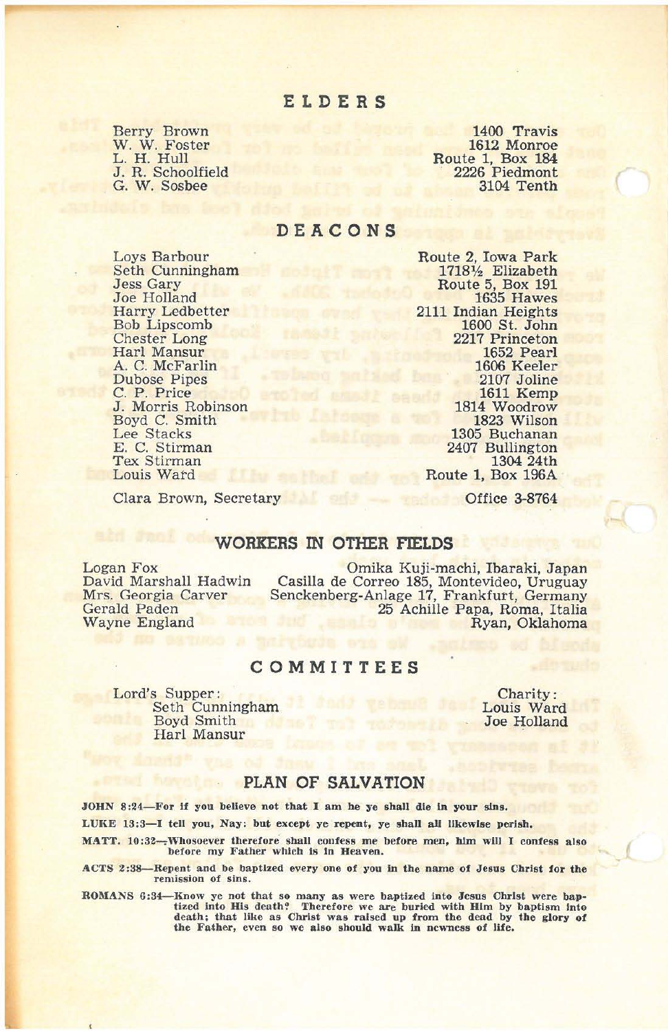## ELDERS

| | |
|---|---|
| Berry Brown | 1400 Travis |
| W. W. Foster | 1612 Monroe |
| L. H. Hull | Route 1, Box 184 |
| J. R. Schoolfield | 2226 Piedmont |
| G. W. Sosbee | 3104 Tenth |

## DEACONS

| | |
|---|---|
| Loys Barbour | Route 2, Iowa Park |
| Seth Cunningham | 1718½ Elizabeth |
| Jess Gary | Route 5, Box 191 |
| Joe Holland | 1635 Hawes |
| Harry Ledbetter | 2111 Indian Heights |
| Bob Lipscomb | 1600 St. John |
| Chester Long | 2217 Princeton |
| Harl Mansur | 1652 Pearl |
| A. C. McFarlin | 1606 Keeler |
| Dubose Pipes | 2107 Joline |
| C. P. Price | 1611 Kemp |
| J. Morris Robinson | 1814 Woodrow |
| Boyd C. Smith | 1823 Wilson |
| Lee Stacks | 1305 Buchanan |
| E. C. Stirman | 2407 Bullington |
| Tex Stirman | 1304 24th |
| Louis Ward | Route 1, Box 196A |
| Clara Brown, Secretary | Office 3-8764 |

## WORKERS IN OTHER FIELDS

| | |
|---|---|
| Logan Fox | Omika Kuji-machi, Ibaraki, Japan |
| David Marshall Hadwin | Casilla de Correo 185, Montevideo, Uruguay |
| Mrs. Georgia Carver | Senckenberg-Anlage 17, Frankfurt, Germany |
| Gerald Paden | 25 Achille Papa, Roma, Italia |
| Wayne England | Ryan, Oklahoma |

## COMMITTEES

Lord's Supper:
- Seth Cunningham
- Boyd Smith
- Harl Mansur

Charity:
- Louis Ward
- Joe Holland

## PLAN OF SALVATION

**JOHN 8:24**—For if you believe not that I am he ye shall die in your sins.

**LUKE 13:3**—I tell you, Nay: but except ye repent, ye shall all likewise perish.

**MATT. 10:32**—Whosoever therefore shall confess me before men, him will I confess also before my Father which is in Heaven.

**ACTS 2:38**—Repent and be baptized every one of you in the name of Jesus Christ for the remission of sins.

**ROMANS 6:34**—Know ye not that so many as were baptized into Jesus Christ were baptized into His death? Therefore we are buried with Him by baptism into death; that like as Christ was raised up from the dead by the glory of the Father, even so we also should walk in newness of life.